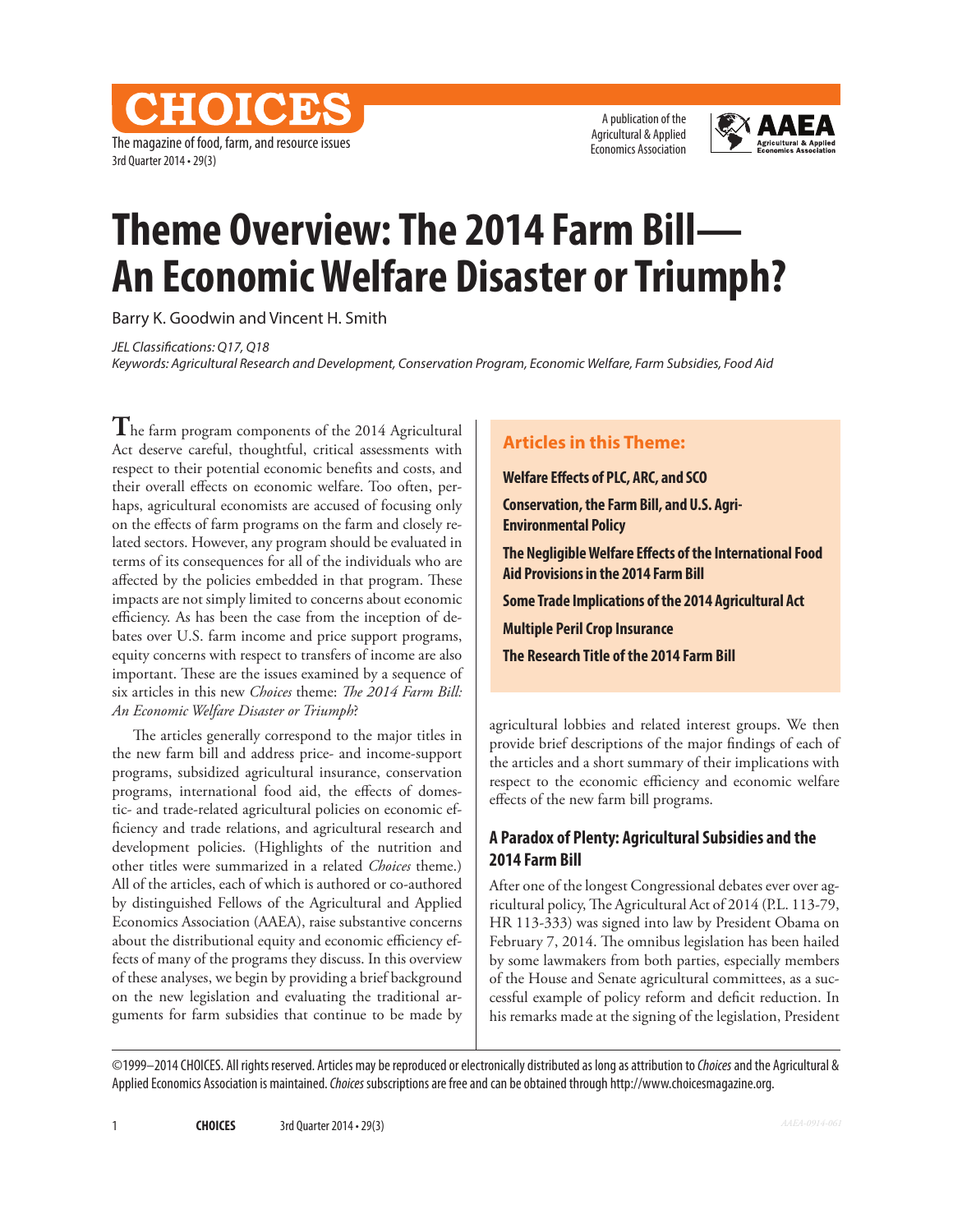# Theme Overview: The 2014 Farm Bill—An Economic Welfare Disaster or Triumph?

Barry K. Goodwin and Vincent H. Smith

*JEL Classifications: Q17, Q18*
*Keywords: Agricultural Research and Development, Conservation Program, Economic Welfare, Farm Subsidies, Food Aid*

The farm program components of the 2014 Agricultural Act deserve careful, thoughtful, critical assessments with respect to their potential economic benefits and costs, and their overall effects on economic welfare. Too often, perhaps, agricultural economists are accused of focusing only on the effects of farm programs on the farm and closely related sectors. However, any program should be evaluated in terms of its consequences for all of the individuals who are affected by the policies embedded in that program. These impacts are not simply limited to concerns about economic efficiency. As has been the case from the inception of debates over U.S. farm income and price support programs, equity concerns with respect to transfers of income are also important. These are the issues examined by a sequence of six articles in this new *Choices* theme: *The 2014 Farm Bill: An Economic Welfare Disaster or Triumph*?

The articles generally correspond to the major titles in the new farm bill and address price- and income-support programs, subsidized agricultural insurance, conservation programs, international food aid, the effects of domestic- and trade-related agricultural policies on economic efficiency and trade relations, and agricultural research and development policies. (Highlights of the nutrition and other titles were summarized in a related *Choices* theme.) All of the articles, each of which is authored or co-authored by distinguished Fellows of the Agricultural and Applied Economics Association (AAEA), raise substantive concerns about the distributional equity and economic efficiency effects of many of the programs they discuss. In this overview of these analyses, we begin by providing a brief background on the new legislation and evaluating the traditional arguments for farm subsidies that continue to be made by agricultural lobbies and related interest groups. We then provide brief descriptions of the major findings of each of the articles and a short summary of their implications with respect to the economic efficiency and economic welfare effects of the new farm bill programs.

> **Articles in this Theme:**
>
> **Welfare Effects of PLC, ARC, and SCO**
>
> **Conservation, the Farm Bill, and U.S. Agri-Environmental Policy**
>
> **The Negligible Welfare Effects of the International Food Aid Provisions in the 2014 Farm Bill**
>
> **Some Trade Implications of the 2014 Agricultural Act**
>
> **Multiple Peril Crop Insurance**
>
> **The Research Title of the 2014 Farm Bill**

## A Paradox of Plenty: Agricultural Subsidies and the 2014 Farm Bill

After one of the longest Congressional debates ever over agricultural policy, The Agricultural Act of 2014 (P.L. 113-79, HR 113-333) was signed into law by President Obama on February 7, 2014. The omnibus legislation has been hailed by some lawmakers from both parties, especially members of the House and Senate agricultural committees, as a successful example of policy reform and deficit reduction. In his remarks made at the signing of the legislation, President

©1999–2014 CHOICES. All rights reserved. Articles may be reproduced or electronically distributed as long as attribution to *Choices* and the Agricultural & Applied Economics Association is maintained. *Choices* subscriptions are free and can be obtained through http://www.choicesmagazine.org.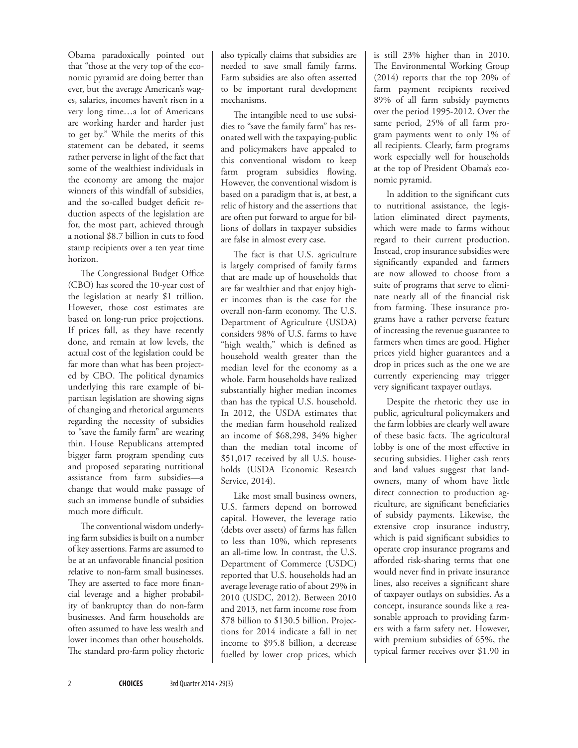Obama paradoxically pointed out that "those at the very top of the economic pyramid are doing better than ever, but the average American's wages, salaries, incomes haven't risen in a very long time…a lot of Americans are working harder and harder just to get by." While the merits of this statement can be debated, it seems rather perverse in light of the fact that some of the wealthiest individuals in the economy are among the major winners of this windfall of subsidies, and the so-called budget deficit reduction aspects of the legislation are for, the most part, achieved through a notional $8.7 billion in cuts to food stamp recipients over a ten year time horizon.

The Congressional Budget Office (CBO) has scored the 10-year cost of the legislation at nearly $1 trillion. However, those cost estimates are based on long-run price projections. If prices fall, as they have recently done, and remain at low levels, the actual cost of the legislation could be far more than what has been projected by CBO. The political dynamics underlying this rare example of bipartisan legislation are showing signs of changing and rhetorical arguments regarding the necessity of subsidies to "save the family farm" are wearing thin. House Republicans attempted bigger farm program spending cuts and proposed separating nutritional assistance from farm subsidies—a change that would make passage of such an immense bundle of subsidies much more difficult.

The conventional wisdom underlying farm subsidies is built on a number of key assertions. Farms are assumed to be at an unfavorable financial position relative to non-farm small businesses. They are asserted to face more financial leverage and a higher probability of bankruptcy than do non-farm businesses. And farm households are often assumed to have less wealth and lower incomes than other households. The standard pro-farm policy rhetoric also typically claims that subsidies are needed to save small family farms. Farm subsidies are also often asserted to be important rural development mechanisms.

The intangible need to use subsidies to "save the family farm" has resonated well with the taxpaying-public and policymakers have appealed to this conventional wisdom to keep farm program subsidies flowing. However, the conventional wisdom is based on a paradigm that is, at best, a relic of history and the assertions that are often put forward to argue for billions of dollars in taxpayer subsidies are false in almost every case.

The fact is that U.S. agriculture is largely comprised of family farms that are made up of households that are far wealthier and that enjoy higher incomes than is the case for the overall non-farm economy. The U.S. Department of Agriculture (USDA) considers 98% of U.S. farms to have "high wealth," which is defined as household wealth greater than the median level for the economy as a whole. Farm households have realized substantially higher median incomes than has the typical U.S. household. In 2012, the USDA estimates that the median farm household realized an income of $68,298, 34% higher than the median total income of $51,017 received by all U.S. households (USDA Economic Research Service, 2014).

Like most small business owners, U.S. farmers depend on borrowed capital. However, the leverage ratio (debts over assets) of farms has fallen to less than 10%, which represents an all-time low. In contrast, the U.S. Department of Commerce (USDC) reported that U.S. households had an average leverage ratio of about 29% in 2010 (USDC, 2012). Between 2010 and 2013, net farm income rose from $78 billion to $130.5 billion. Projections for 2014 indicate a fall in net income to $95.8 billion, a decrease fuelled by lower crop prices, which is still 23% higher than in 2010. The Environmental Working Group (2014) reports that the top 20% of farm payment recipients received 89% of all farm subsidy payments over the period 1995-2012. Over the same period, 25% of all farm program payments went to only 1% of all recipients. Clearly, farm programs work especially well for households at the top of President Obama's economic pyramid.

In addition to the significant cuts to nutritional assistance, the legislation eliminated direct payments, which were made to farms without regard to their current production. Instead, crop insurance subsidies were significantly expanded and farmers are now allowed to choose from a suite of programs that serve to eliminate nearly all of the financial risk from farming. These insurance programs have a rather perverse feature of increasing the revenue guarantee to farmers when times are good. Higher prices yield higher guarantees and a drop in prices such as the one we are currently experiencing may trigger very significant taxpayer outlays.

Despite the rhetoric they use in public, agricultural policymakers and the farm lobbies are clearly well aware of these basic facts. The agricultural lobby is one of the most effective in securing subsidies. Higher cash rents and land values suggest that landowners, many of whom have little direct connection to production agriculture, are significant beneficiaries of subsidy payments. Likewise, the extensive crop insurance industry, which is paid significant subsidies to operate crop insurance programs and afforded risk-sharing terms that one would never find in private insurance lines, also receives a significant share of taxpayer outlays on subsidies. As a concept, insurance sounds like a reasonable approach to providing farmers with a farm safety net. However, with premium subsidies of 65%, the typical farmer receives over $1.90 in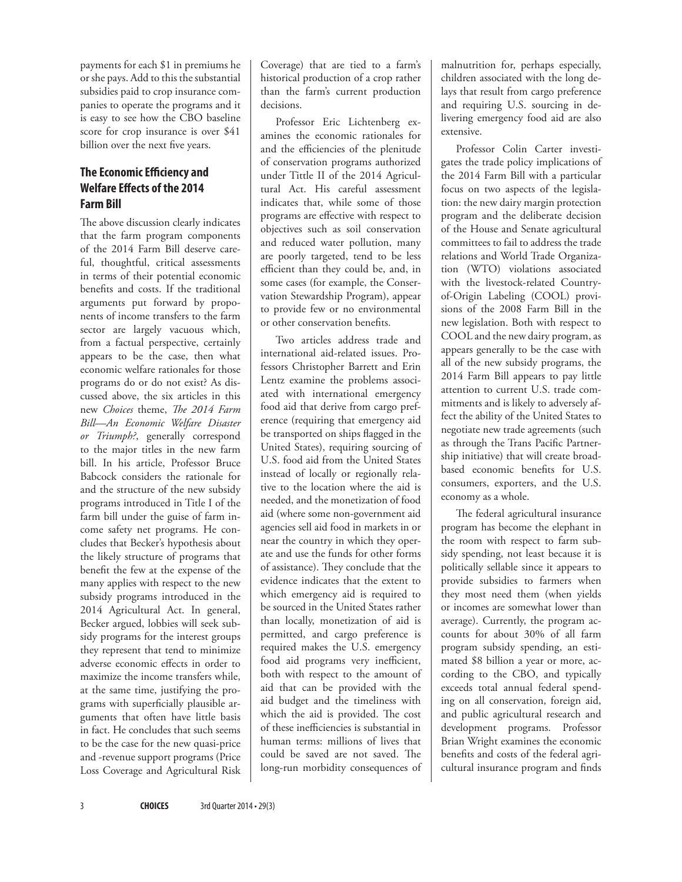payments for each $1 in premiums he or she pays. Add to this the substantial subsidies paid to crop insurance companies to operate the programs and it is easy to see how the CBO baseline score for crop insurance is over $41 billion over the next five years.

## The Economic Efficiency and Welfare Effects of the 2014 Farm Bill

The above discussion clearly indicates that the farm program components of the 2014 Farm Bill deserve careful, thoughtful, critical assessments in terms of their potential economic benefits and costs. If the traditional arguments put forward by proponents of income transfers to the farm sector are largely vacuous which, from a factual perspective, certainly appears to be the case, then what economic welfare rationales for those programs do or do not exist? As discussed above, the six articles in this new *Choices* theme, *The 2014 Farm Bill—An Economic Welfare Disaster or Triumph?*, generally correspond to the major titles in the new farm bill. In his article, Professor Bruce Babcock considers the rationale for and the structure of the new subsidy programs introduced in Title I of the farm bill under the guise of farm income safety net programs. He concludes that Becker's hypothesis about the likely structure of programs that benefit the few at the expense of the many applies with respect to the new subsidy programs introduced in the 2014 Agricultural Act. In general, Becker argued, lobbies will seek subsidy programs for the interest groups they represent that tend to minimize adverse economic effects in order to maximize the income transfers while, at the same time, justifying the programs with superficially plausible arguments that often have little basis in fact. He concludes that such seems to be the case for the new quasi-price and -revenue support programs (Price Loss Coverage and Agricultural Risk Coverage) that are tied to a farm's historical production of a crop rather than the farm's current production decisions.

Professor Eric Lichtenberg examines the economic rationales for and the efficiencies of the plenitude of conservation programs authorized under Tittle II of the 2014 Agricultural Act. His careful assessment indicates that, while some of those programs are effective with respect to objectives such as soil conservation and reduced water pollution, many are poorly targeted, tend to be less efficient than they could be, and, in some cases (for example, the Conservation Stewardship Program), appear to provide few or no environmental or other conservation benefits.

Two articles address trade and international aid-related issues. Professors Christopher Barrett and Erin Lentz examine the problems associated with international emergency food aid that derive from cargo preference (requiring that emergency aid be transported on ships flagged in the United States), requiring sourcing of U.S. food aid from the United States instead of locally or regionally relative to the location where the aid is needed, and the monetization of food aid (where some non-government aid agencies sell aid food in markets in or near the country in which they operate and use the funds for other forms of assistance). They conclude that the evidence indicates that the extent to which emergency aid is required to be sourced in the United States rather than locally, monetization of aid is permitted, and cargo preference is required makes the U.S. emergency food aid programs very inefficient, both with respect to the amount of aid that can be provided with the aid budget and the timeliness with which the aid is provided. The cost of these inefficiencies is substantial in human terms: millions of lives that could be saved are not saved. The long-run morbidity consequences of malnutrition for, perhaps especially, children associated with the long delays that result from cargo preference and requiring U.S. sourcing in delivering emergency food aid are also extensive.

Professor Colin Carter investigates the trade policy implications of the 2014 Farm Bill with a particular focus on two aspects of the legislation: the new dairy margin protection program and the deliberate decision of the House and Senate agricultural committees to fail to address the trade relations and World Trade Organization (WTO) violations associated with the livestock-related Country-of-Origin Labeling (COOL) provisions of the 2008 Farm Bill in the new legislation. Both with respect to COOL and the new dairy program, as appears generally to be the case with all of the new subsidy programs, the 2014 Farm Bill appears to pay little attention to current U.S. trade commitments and is likely to adversely affect the ability of the United States to negotiate new trade agreements (such as through the Trans Pacific Partnership initiative) that will create broad-based economic benefits for U.S. consumers, exporters, and the U.S. economy as a whole.

The federal agricultural insurance program has become the elephant in the room with respect to farm subsidy spending, not least because it is politically sellable since it appears to provide subsidies to farmers when they most need them (when yields or incomes are somewhat lower than average). Currently, the program accounts for about 30% of all farm program subsidy spending, an estimated $8 billion a year or more, according to the CBO, and typically exceeds total annual federal spending on all conservation, foreign aid, and public agricultural research and development programs. Professor Brian Wright examines the economic benefits and costs of the federal agricultural insurance program and finds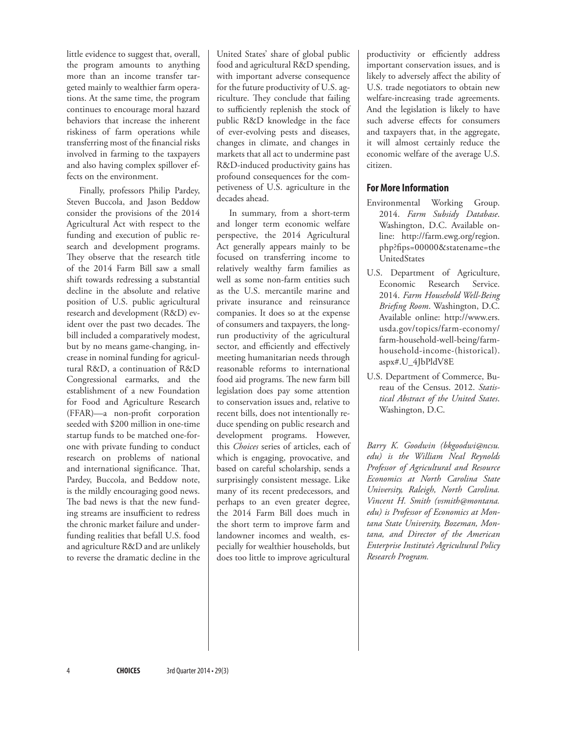little evidence to suggest that, overall, the program amounts to anything more than an income transfer targeted mainly to wealthier farm operations. At the same time, the program continues to encourage moral hazard behaviors that increase the inherent riskiness of farm operations while transferring most of the financial risks involved in farming to the taxpayers and also having complex spillover effects on the environment.

Finally, professors Philip Pardey, Steven Buccola, and Jason Beddow consider the provisions of the 2014 Agricultural Act with respect to the funding and execution of public research and development programs. They observe that the research title of the 2014 Farm Bill saw a small shift towards redressing a substantial decline in the absolute and relative position of U.S. public agricultural research and development (R&D) evident over the past two decades. The bill included a comparatively modest, but by no means game-changing, increase in nominal funding for agricultural R&D, a continuation of R&D Congressional earmarks, and the establishment of a new Foundation for Food and Agriculture Research (FFAR)—a non-profit corporation seeded with $200 million in one-time startup funds to be matched one-for-one with private funding to conduct research on problems of national and international significance. That, Pardey, Buccola, and Beddow note, is the mildly encouraging good news. The bad news is that the new funding streams are insufficient to redress the chronic market failure and underfunding realities that befall U.S. food and agriculture R&D and are unlikely to reverse the dramatic decline in the United States' share of global public food and agricultural R&D spending, with important adverse consequence for the future productivity of U.S. agriculture. They conclude that failing to sufficiently replenish the stock of public R&D knowledge in the face of ever-evolving pests and diseases, changes in climate, and changes in markets that all act to undermine past R&D-induced productivity gains has profound consequences for the competiveness of U.S. agriculture in the decades ahead.

In summary, from a short-term and longer term economic welfare perspective, the 2014 Agricultural Act generally appears mainly to be focused on transferring income to relatively wealthy farm families as well as some non-farm entities such as the U.S. mercantile marine and private insurance and reinsurance companies. It does so at the expense of consumers and taxpayers, the long-run productivity of the agricultural sector, and efficiently and effectively meeting humanitarian needs through reasonable reforms to international food aid programs. The new farm bill legislation does pay some attention to conservation issues and, relative to recent bills, does not intentionally reduce spending on public research and development programs. However, this *Choices* series of articles, each of which is engaging, provocative, and based on careful scholarship, sends a surprisingly consistent message. Like many of its recent predecessors, and perhaps to an even greater degree, the 2014 Farm Bill does much in the short term to improve farm and landowner incomes and wealth, especially for wealthier households, but does too little to improve agricultural productivity or efficiently address important conservation issues, and is likely to adversely affect the ability of U.S. trade negotiators to obtain new welfare-increasing trade agreements. And the legislation is likely to have such adverse effects for consumers and taxpayers that, in the aggregate, it will almost certainly reduce the economic welfare of the average U.S. citizen.

## For More Information

Environmental Working Group. 2014. *Farm Subsidy Database*. Washington, D.C. Available online: http://farm.ewg.org/region.php?fips=00000&statename=theUnitedStates

U.S. Department of Agriculture, Economic Research Service. 2014. *Farm Household Well-Being Briefing Room*. Washington, D.C. Available online: http://www.ers.usda.gov/topics/farm-economy/farm-household-well-being/farm-household-income-(historical).aspx#.U_4JbPldV8E

U.S. Department of Commerce, Bureau of the Census. 2012. *Statistical Abstract of the United States*. Washington, D.C.

*Barry K. Goodwin (bkgoodwi@ncsu.edu) is the William Neal Reynolds Professor of Agricultural and Resource Economics at North Carolina State University, Raleigh, North Carolina. Vincent H. Smith (vsmith@montana.edu) is Professor of Economics at Montana State University, Bozeman, Montana, and Director of the American Enterprise Institute's Agricultural Policy Research Program.*